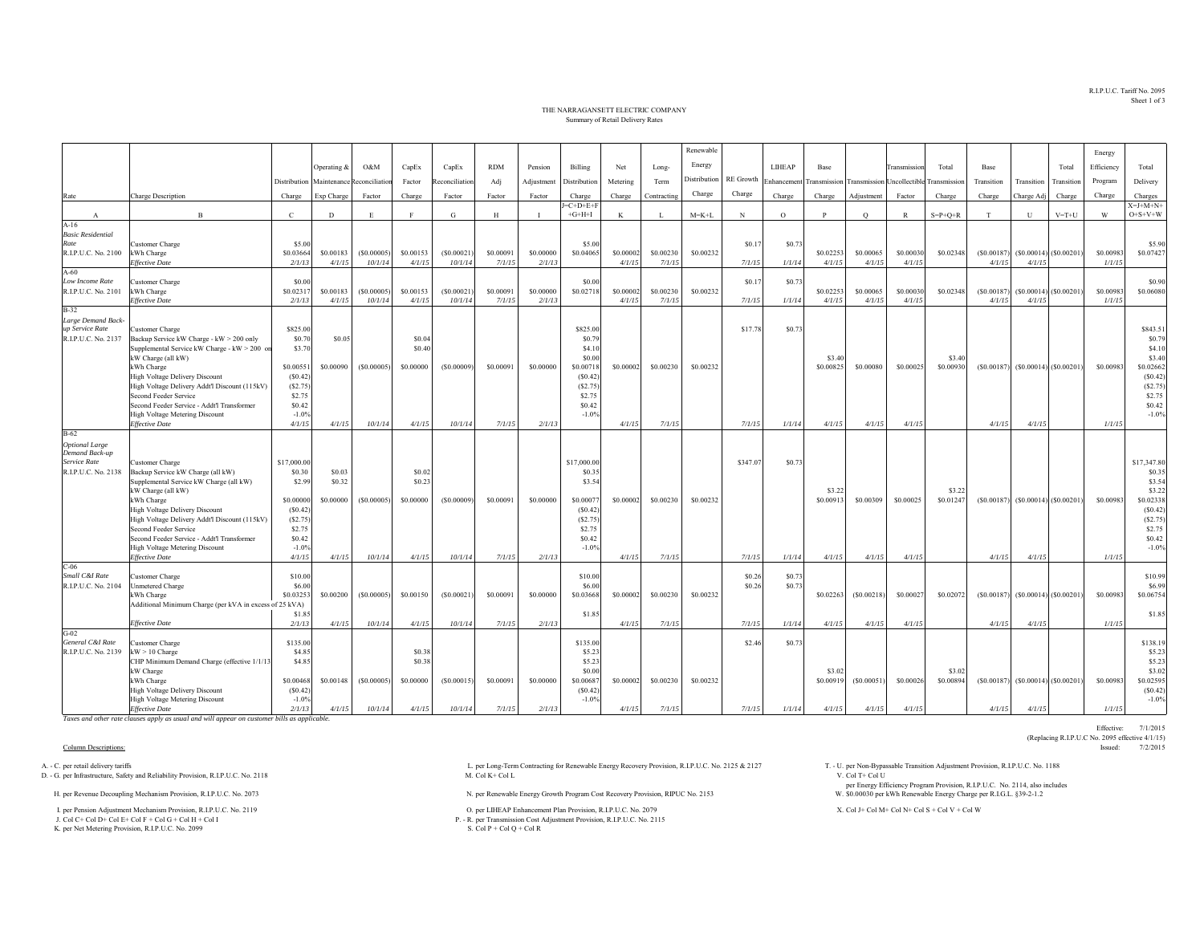R.I.P.U.C. Tariff No. 2095

# THE NARRAGANSETT ELECTRIC COMPANY

## Summary of Retail Delivery Rates

| Rate | Charge Description | Distribution Charge | Operating & Maintenance Exp Charge | O&M Reconciliation Factor | CapEx Factor Charge | CapEx Reconciliation Factor | RDM Adj Factor | Pension Adjustment Factor | Billing Distribution Charge | Net Metering Charge | Long-Term Contracting | Renewable Energy Distribution Charge | RE Growth Charge | LIHEAP Enhancement Charge | Base Transmission Charge | Transmission Adjustment | Transmission Uncollectible Factor | Total Transmission Charge | Base Transition Charge | Transition Charge Adj | Total Transition Charge | Energy Efficiency Program Charge | Total Delivery Charges |
|---|---|---|---|---|---|---|---|---|---|---|---|---|---|---|---|---|---|---|---|---|---|---|---|
| | | | | | | | | | J=C+D+E+F+G+H+I | | | M=K+L | | | | | | S=P+Q+R | | | V=T+U | | X=J+M+N+O+S+V+W |
| A | B | C | D | E | F | G | H | I | | K | L | | N | O | P | Q | R | | T | U | | W | |
| A-16 | | | | | | | | | | | | | | | | | | | | | | | |
| *Basic Residential Rate* | Customer Charge | $5.00 | | | | | | | $5.00 | | | | $0.17 | $0.73 | | | | | | | | | $5.90 |
| R.I.P.U.C. No. 2100 | kWh Charge | $0.03664 | $0.00183 | ($0.00005) | $0.00153 | ($0.00021) | $0.00091 | $0.00000 | $0.04065 | $0.00002 | $0.00230 | $0.00232 | | | $0.02253 | $0.00065 | $0.00030 | $0.02348 | ($0.00187) | ($0.00014) | ($0.00201) | $0.00983 | $0.07427 |
| | *Effective Date* | *2/1/13* | *4/1/15* | *10/1/14* | *4/1/15* | *10/1/14* | *7/1/15* | *2/1/13* | | *4/1/15* | *7/1/15* | | *7/1/15* | *1/1/14* | *4/1/15* | *4/1/15* | *4/1/15* | | *4/1/15* | *4/1/15* | | *1/1/15* | |
| A-60 | | | | | | | | | | | | | | | | | | | | | | | |
| *Low Income Rate* | Customer Charge | $0.00 | | | | | | | $0.00 | | | | $0.17 | $0.73 | | | | | | | | | $0.90 |
| R.I.P.U.C. No. 2101 | kWh Charge | $0.02317 | $0.00183 | ($0.00005) | $0.00153 | ($0.00021) | $0.00091 | $0.00000 | $0.02718 | $0.00002 | $0.00230 | $0.00232 | | | $0.02253 | $0.00065 | $0.00030 | $0.02348 | ($0.00187) | ($0.00014) | ($0.00201) | $0.00983 | $0.06080 |
| | *Effective Date* | *2/1/13* | *4/1/15* | *10/1/14* | *4/1/15* | *10/1/14* | *7/1/15* | *2/1/13* | | *4/1/15* | *7/1/15* | | *7/1/15* | *1/1/14* | *4/1/15* | *4/1/15* | *4/1/15* | | *4/1/15* | *4/1/15* | | *1/1/15* | |
| B-32 | | | | | | | | | | | | | | | | | | | | | | | |
| *Large Demand Back-up Service Rate* | Customer Charge | $825.00 | | | | | | | $825.00 | | | | $17.78 | $0.73 | | | | | | | | | $843.51 |
| R.I.P.U.C. No. 2137 | Backup Service kW Charge - kW > 200 only | $0.70 | $0.05 | | $0.04 | | | | $0.79 | | | | | | | | | | | | | | $0.79 |
| | Supplemental Service kW Charge - kW > 200 on | $3.70 | | | $0.40 | | | | $4.10 | | | | | | | | | | | | | | $4.10 |
| | kW Charge (all kW) | | | | | | | | $0.00 | | | | | | $3.40 | | | $3.40 | | | | | $3.40 |
| | kWh Charge | $0.00551 | $0.00090 | ($0.00005) | $0.00000 | ($0.00009) | $0.00091 | $0.00000 | $0.00718 | $0.00002 | $0.00230 | $0.00232 | | | $0.00825 | $0.00080 | $0.00025 | $0.00930 | ($0.00187) | ($0.00014) | ($0.00201) | $0.00983 | $0.02662 |
| | High Voltage Delivery Discount | ($0.42) | | | | | | | ($0.42) | | | | | | | | | | | | | | ($0.42) |
| | High Voltage Delivery Addt'l Discount (115kV) | ($2.75) | | | | | | | ($2.75) | | | | | | | | | | | | | | ($2.75) |
| | Second Feeder Service | $2.75 | | | | | | | $2.75 | | | | | | | | | | | | | | $2.75 |
| | Second Feeder Service - Addt'l Transformer | $0.42 | | | | | | | $0.42 | | | | | | | | | | | | | | $0.42 |
| | High Voltage Metering Discount | -1.0% | | | | | | | -1.0% | | | | | | | | | | | | | | -1.0% |
| | *Effective Date* | *4/1/15* | *4/1/15* | *10/1/14* | *4/1/15* | *10/1/14* | *7/1/15* | *2/1/13* | | *4/1/15* | *7/1/15* | | *7/1/15* | *1/1/14* | *4/1/15* | *4/1/15* | *4/1/15* | | *4/1/15* | *4/1/15* | | *1/1/15* | |
| B-62 | | | | | | | | | | | | | | | | | | | | | | | |
| *Optional Large Demand Back-up Service Rate* | Customer Charge | $17,000.00 | | | | | | | $17,000.00 | | | | $347.07 | $0.73 | | | | | | | | | $17,347.80 |
| R.I.P.U.C. No. 2138 | Backup Service kW Charge (all kW) | $0.30 | $0.03 | | $0.02 | | | | $0.35 | | | | | | | | | | | | | | $0.35 |
| | Supplemental Service kW Charge (all kW) | $2.99 | $0.32 | | $0.23 | | | | $3.54 | | | | | | | | | | | | | | $3.54 |
| | kW Charge (all kW) | | | | | | | | | | | | | | $3.22 | | | $3.22 | | | | | $3.22 |
| | kWh Charge | $0.00000 | $0.00000 | ($0.00005) | $0.00000 | ($0.00009) | $0.00091 | $0.00000 | $0.00077 | $0.00002 | $0.00230 | $0.00232 | | | $0.00913 | $0.00309 | $0.00025 | $0.01247 | ($0.00187) | ($0.00014) | ($0.00201) | $0.00983 | $0.02338 |
| | High Voltage Delivery Discount | ($0.42) | | | | | | | ($0.42) | | | | | | | | | | | | | | ($0.42) |
| | High Voltage Delivery Addt'l Discount (115kV) | ($2.75) | | | | | | | ($2.75) | | | | | | | | | | | | | | ($2.75) |
| | Second Feeder Service | $2.75 | | | | | | | $2.75 | | | | | | | | | | | | | | $2.75 |
| | Second Feeder Service - Addt'l Transformer | $0.42 | | | | | | | $0.42 | | | | | | | | | | | | | | $0.42 |
| | High Voltage Metering Discount | -1.0% | | | | | | | -1.0% | | | | | | | | | | | | | | -1.0% |
| | *Effective Date* | *4/1/15* | *4/1/15* | *10/1/14* | *4/1/15* | *10/1/14* | *7/1/15* | *2/1/13* | | *4/1/15* | *7/1/15* | | *7/1/15* | *1/1/14* | *4/1/15* | *4/1/15* | *4/1/15* | | *4/1/15* | *4/1/15* | | *1/1/15* | |
| C-06 | | | | | | | | | | | | | | | | | | | | | | | |
| *Small C&I Rate* | Customer Charge | $10.00 | | | | | | | $10.00 | | | | $0.26 | $0.73 | | | | | | | | | $10.99 |
| R.I.P.U.C. No. 2104 | Unmetered Charge | $6.00 | | | | | | | $6.00 | | | | $0.26 | $0.73 | | | | | | | | | $6.99 |
| | kWh Charge | $0.03253 | $0.00200 | ($0.00005) | $0.00150 | ($0.00021) | $0.00091 | $0.00000 | $0.03668 | $0.00002 | $0.00230 | $0.00232 | | | $0.02263 | ($0.00218) | $0.00027 | $0.02072 | ($0.00187) | ($0.00014) | ($0.00201) | $0.00983 | $0.06754 |
| | Additional Minimum Charge (per kVA in excess of 25 kVA) | $1.85 | | | | | | | $1.85 | | | | | | | | | | | | | | $1.85 |
| | *Effective Date* | *2/1/13* | *4/1/15* | *10/1/14* | *4/1/15* | *10/1/14* | *7/1/15* | *2/1/13* | | *4/1/15* | *7/1/15* | | *7/1/15* | *1/1/14* | *4/1/15* | *4/1/15* | *4/1/15* | | *4/1/15* | *4/1/15* | | *1/1/15* | |
| G-02 | | | | | | | | | | | | | | | | | | | | | | | |
| *General C&I Rate* | Customer Charge | $135.00 | | | | | | | $135.00 | | | | $2.46 | $0.73 | | | | | | | | | $138.19 |
| R.I.P.U.C. No. 2139 | kW > 10 Charge | $4.85 | | | $0.38 | | | | $5.23 | | | | | | | | | | | | | | $5.23 |
| | CHP Minimum Demand Charge (effective 1/1/13) | $4.85 | | | $0.38 | | | | $5.23 | | | | | | | | | | | | | | $5.23 |
| | kW Charge | | | | | | | | $0.00 | | | | | | $3.02 | | | $3.02 | | | | | $3.02 |
| | kWh Charge | $0.00468 | $0.00148 | ($0.00005) | $0.00000 | ($0.00015) | $0.00091 | $0.00000 | $0.00687 | $0.00002 | $0.00230 | $0.00232 | | | $0.00919 | ($0.00051) | $0.00026 | $0.00894 | ($0.00187) | ($0.00014) | ($0.00201) | $0.00983 | $0.02595 |
| | High Voltage Delivery Discount | ($0.42) | | | | | | | ($0.42) | | | | | | | | | | | | | | ($0.42) |
| | High Voltage Metering Discount | -1.0% | | | | | | | -1.0% | | | | | | | | | | | | | | -1.0% |
| | *Effective Date* | *2/1/13* | *4/1/15* | *10/1/14* | *4/1/15* | *10/1/14* | *7/1/15* | *2/1/13* | | *4/1/15* | *7/1/15* | | *7/1/15* | *1/1/14* | *4/1/15* | *4/1/15* | *4/1/15* | | *4/1/15* | *4/1/15* | | *1/1/15* | |

*Taxes and other rate clauses apply as usual and will appear on customer bills as applicable.*

Effective: 7/1/2015
(Replacing R.I.P.U.C No. 2095 effective 4/1/15)
Issued: 7/2/2015

Column Descriptions:

A. - C. per retail delivery tariffs
D. - G. per Infrastructure, Safety and Reliability Provision, R.I.P.U.C. No. 2118
H. per Revenue Decoupling Mechanism Provision, R.I.P.U.C. No. 2073
I. per Pension Adjustment Mechanism Provision, R.I.P.U.C. No. 2119
J. Col C+ Col D+ Col E+ Col F + Col G + Col H + Col I
K. per Net Metering Provision, R.I.P.U.C. No. 2099
L. per Long-Term Contracting for Renewable Energy Recovery Provision, R.I.P.U.C. No. 2125 & 2127
M. Col K+ Col L
N. per Renewable Energy Growth Program Cost Recovery Provision, RIPUC No. 2153
O. per LIHEAP Enhancement Plan Provision, R.I.P.U.C. No. 2079
P. - R. per Transmission Cost Adjustment Provision, R.I.P.U.C. No. 2115
S. Col P + Col Q + Col R
T. - U. per Non-Bypassable Transition Adjustment Provision, R.I.P.U.C. No. 1188
V. Col T+ Col U
W. per Energy Efficiency Program Provision, R.I.P.U.C. No. 2114, also includes $0.00030 per kWh Renewable Energy Charge per R.I.G.L. §39-2-1.2
X. Col J+ Col M+ Col N+ Col S + Col V + Col W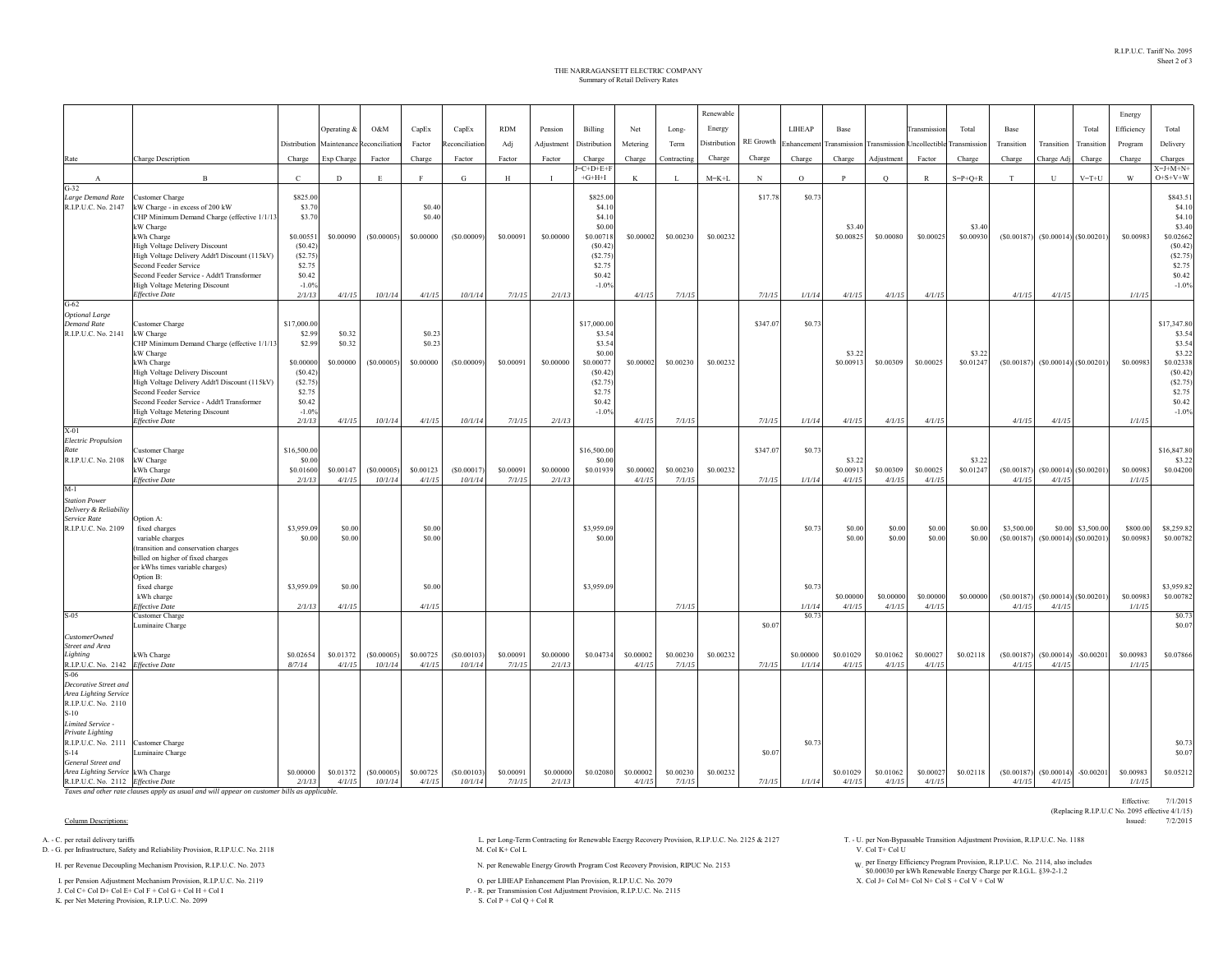THE NARRAGANSETT ELECTRIC COMPANY
Summary of Retail Delivery Rates

| Rate | Charge Description | Distribution Charge | Operating & Maintenance Exp Charge | O&M Reconciliation Factor | CapEx Factor Charge | CapEx Reconciliation Factor | RDM Adj Factor | Pension Adjustment Factor | Billing Distribution Charge | Net Metering Charge | Long-Term Contracting | Renewable Energy Distribution Charge | RE Growth Charge | LIHEAP Enhancement Charge | Base Transmission Charge | Transmission Adjustment | Transmission Uncollectible Factor | Total Transmission Charge | Base Transition Charge | Transition Charge Adj | Total Transition Charge | Energy Efficiency Program Charge | Total Delivery Charges |
|---|---|---|---|---|---|---|---|---|---|---|---|---|---|---|---|---|---|---|---|---|---|---|---|
| A | B | C | D | E | F | G | H | I | J=C+D+E+F+G+H+I | K | L | M=K+L | N | O | P | Q | R | S=P+Q+R | T | U | V=T+U | W | X=J+M+N+O+S+V+W |
| G-32 Large Demand Rate | Customer Charge | $825.00 | | | | | | | $825.00 | | | | $17.78 | $0.73 | | | | | | | | | $843.51 |
| R.I.P.U.C. No. 2147 | kW Charge - in excess of 200 kW | $3.70 | | | $0.40 | | | | $4.10 | | | | | | | | | | | | | | $4.10 |
| | CHP Minimum Demand Charge (effective 1/1/13 | $3.70 | | | $0.40 | | | | $4.10 | | | | | | | | | | | | | | $4.10 |
| | kW Charge | | | | | | | | $0.00 | | | | | | $3.40 | | | $3.40 | | | | | $3.40 |
| | kWh Charge | $0.00551 | $0.00090 | ($0.00005) | $0.00000 | ($0.00009) | $0.00091 | $0.00000 | $0.00718 | $0.00002 | $0.00230 | $0.00232 | | | $0.00825 | $0.00080 | $0.00025 | $0.00930 | ($0.00187) | ($0.00014) | ($0.00201) | $0.00983 | $0.02662 |
| | High Voltage Delivery Discount | ($0.42) | | | | | | | ($0.42) | | | | | | | | | | | | | | ($0.42) |
| | High Voltage Delivery Addt'l Discount (115kV) | ($2.75) | | | | | | | ($2.75) | | | | | | | | | | | | | | ($2.75) |
| | Second Feeder Service | $2.75 | | | | | | | $2.75 | | | | | | | | | | | | | | $2.75 |
| | Second Feeder Service - Addt'l Transformer | $0.42 | | | | | | | $0.42 | | | | | | | | | | | | | | $0.42 |
| | High Voltage Metering Discount | -1.0% | | | | | | | -1.0% | | | | | | | | | | | | | | -1.0% |
| | *Effective Date* | *2/1/13* | *4/1/15* | *10/1/14* | *4/1/15* | *10/1/14* | *7/1/15* | *2/1/13* | | *4/1/15* | *7/1/15* | | *7/1/15* | *1/1/14* | *4/1/15* | *4/1/15* | *4/1/15* | | *4/1/15* | *4/1/15* | | *1/1/15* | |
| G-62 Optional Large Demand Rate | Customer Charge | $17,000.00 | | | | | | | $17,000.00 | | | | $347.07 | $0.73 | | | | | | | | | $17,347.80 |
| R.I.P.U.C. No. 2141 | kW Charge | $2.99 | $0.32 | | $0.23 | | | | $3.54 | | | | | | | | | | | | | | $3.54 |
| | CHP Minimum Demand Charge (effective 1/1/13 | $2.99 | $0.32 | | $0.23 | | | | $3.54 | | | | | | | | | | | | | | $3.54 |
| | kW Charge | | | | | | | | $0.00 | | | | | | $3.22 | | | $3.22 | | | | | $3.22 |
| | kWh Charge | $0.00000 | $0.00000 | ($0.00005) | $0.00000 | ($0.00009) | $0.00091 | $0.00000 | $0.00077 | $0.00002 | $0.00230 | $0.00232 | | | $0.00913 | $0.00309 | $0.00025 | $0.01247 | ($0.00187) | ($0.00014) | ($0.00201) | $0.00983 | $0.02338 |
| | High Voltage Delivery Discount | ($0.42) | | | | | | | ($0.42) | | | | | | | | | | | | | | ($0.42) |
| | High Voltage Delivery Addt'l Discount (115kV) | ($2.75) | | | | | | | ($2.75) | | | | | | | | | | | | | | ($2.75) |
| | Second Feeder Service | $2.75 | | | | | | | $2.75 | | | | | | | | | | | | | | $2.75 |
| | Second Feeder Service - Addt'l Transformer | $0.42 | | | | | | | $0.42 | | | | | | | | | | | | | | $0.42 |
| | High Voltage Metering Discount | -1.0% | | | | | | | -1.0% | | | | | | | | | | | | | | -1.0% |
| | *Effective Date* | *2/1/13* | *4/1/15* | *10/1/14* | *4/1/15* | *10/1/14* | *7/1/15* | *2/1/13* | | *4/1/15* | *7/1/15* | | *7/1/15* | *1/1/14* | *4/1/15* | *4/1/15* | *4/1/15* | | *4/1/15* | *4/1/15* | | *1/1/15* | |
| X-01 Electric Propulsion Rate | Customer Charge | $16,500.00 | | | | | | | $16,500.00 | | | | $347.07 | $0.73 | | | | | | | | | $16,847.80 |
| R.I.P.U.C. No. 2108 | kW Charge | $0.00 | | | | | | | $0.00 | | | | | | $3.22 | | | $3.22 | | | | | $3.22 |
| | kWh Charge | $0.01600 | $0.00147 | ($0.00005) | $0.00123 | ($0.00017) | $0.00091 | $0.00000 | $0.01939 | $0.00002 | $0.00230 | $0.00232 | | | $0.00913 | $0.00309 | $0.00025 | $0.01247 | ($0.00187) | ($0.00014) | ($0.00201) | $0.00983 | $0.04200 |
| | *Effective Date* | *2/1/13* | *4/1/15* | *10/1/14* | *4/1/15* | *10/1/14* | *7/1/15* | *2/1/13* | | *4/1/15* | *7/1/15* | | *7/1/15* | *1/1/14* | *4/1/15* | *4/1/15* | *4/1/15* | | *4/1/15* | *4/1/15* | | *1/1/15* | |
| M-1 Station Power Delivery & Reliability Service Rate | Option A: | | | | | | | | | | | | | | | | | | | | | | |
| R.I.P.U.C. No. 2109 | fixed charges | $3,959.09 | $0.00 | | $0.00 | | | | $3,959.09 | | | | | $0.73 | $0.00 | $0.00 | $0.00 | $0.00 | $3,500.00 | $0.00 | $3,500.00 | $800.00 | $8,259.82 |
| | variable charges | $0.00 | $0.00 | | $0.00 | | | | $0.00 | | | | | | $0.00 | $0.00 | $0.00 | $0.00 | ($0.00187) | ($0.00014) | ($0.00201) | $0.00983 | $0.00782 |
| | (transition and conservation charges billed on higher of fixed charges or kWhs times variable charges) | | | | | | | | | | | | | | | | | | | | | | |
| | Option B: | | | | | | | | | | | | | | | | | | | | | | |
| | fixed charge | $3,959.09 | $0.00 | | $0.00 | | | | $3,959.09 | | | | | $0.73 | | | | | | | | | $3,959.82 |
| | kWh charge | | | | | | | | | | | | | | $0.00000 | $0.00000 | $0.00000 | $0.00000 | ($0.00187) | ($0.00014) | ($0.00201) | $0.00983 | $0.00782 |
| | *Effective Date* | *2/1/13* | *4/1/15* | | *4/1/15* | | | | | | *7/1/15* | | | *1/1/14* | *4/1/15* | *4/1/15* | *4/1/15* | | *4/1/15* | *4/1/15* | | *1/1/15* | |
| S-05 | Customer Charge | | | | | | | | | | | | | $0.73 | | | | | | | | | $0.73 |
| | Luminaire Charge | | | | | | | | | | | | $0.07 | | | | | | | | | | $0.07 |
| Customer Owned Street and Area Lighting | kWh Charge | $0.02654 | $0.01372 | ($0.00005) | $0.00725 | ($0.00103) | $0.00091 | $0.00000 | $0.04734 | $0.00002 | $0.00230 | $0.00232 | | $0.00000 | $0.01029 | $0.01062 | $0.00027 | $0.02118 | ($0.00187) | ($0.00014) | -$0.00201 | $0.00983 | $0.07866 |
| R.I.P.U.C. No. 2142 | *Effective Date* | *8/7/14* | *4/1/15* | *10/1/14* | *4/1/15* | *10/1/14* | *7/1/15* | *2/1/13* | | *4/1/15* | *7/1/15* | | *7/1/15* | *1/1/14* | *4/1/15* | *4/1/15* | *4/1/15* | | *4/1/15* | *4/1/15* | | *1/1/15* | |
| S-06 Decorative Street and Area Lighting Service R.I.P.U.C. No. 2110 | | | | | | | | | | | | | | | | | | | | | | | |
| S-10 Limited Service - Private Lighting R.I.P.U.C. No. 2111 | Customer Charge | | | | | | | | | | | | | $0.73 | | | | | | | | | $0.73 |
| S-14 | Luminaire Charge | | | | | | | | | | | | $0.07 | | | | | | | | | | $0.07 |
| General Street and Area Lighting Service | kWh Charge | $0.00000 | $0.01372 | ($0.00005) | $0.00725 | ($0.00103) | $0.00091 | $0.00000 | $0.02080 | $0.00002 | $0.00230 | $0.00232 | | | $0.01029 | $0.01062 | $0.00027 | $0.02118 | ($0.00187) | ($0.00014) | -$0.00201 | $0.00983 | $0.05212 |
| R.I.P.U.C. No. 2112 | *Effective Date* | *2/1/13* | *4/1/15* | *10/1/14* | *4/1/15* | *10/1/14* | *7/1/15* | *2/1/13* | | *4/1/15* | *7/1/15* | | *7/1/15* | *1/1/14* | *4/1/15* | *4/1/15* | *4/1/15* | | *4/1/15* | *4/1/15* | | *1/1/15* | |

*Taxes and other rate clauses apply as usual and will appear on customer bills as applicable.*

Effective: 7/1/2015
(Replacing R.I.P.U.C No. 2095 effective 4/1/15)
Issued: 7/2/2015

Column Descriptions:

A. - C. per retail delivery tariffs
D. - G. per Infrastructure, Safety and Reliability Provision, R.I.P.U.C. No. 2118
H. per Revenue Decoupling Mechanism Provision, R.I.P.U.C. No. 2073
I. per Pension Adjustment Mechanism Provision, R.I.P.U.C. No. 2119
J. Col C+ Col D+ Col E+ Col F + Col G + Col H + Col I
K. per Net Metering Provision, R.I.P.U.C. No. 2099
L. per Long-Term Contracting for Renewable Energy Recovery Provision, R.I.P.U.C. No. 2125 & 2127
M. Col K+ Col L
N. per Renewable Energy Growth Program Cost Recovery Provision, RIPUC No. 2153
O. per LIHEAP Enhancement Plan Provision, R.I.P.U.C. No. 2079
P. - R. per Transmission Cost Adjustment Provision, R.I.P.U.C. No. 2115
S. Col P + Col Q + Col R
T. - U. per Non-Bypassable Transition Adjustment Provision, R.I.P.U.C. No. 1188
V. Col T+ Col U
W. per Energy Efficiency Program Provision, R.I.P.U.C. No. 2114, also includes $0.00030 per kWh Renewable Energy Charge per R.I.G.L. §39-2-1.2
X. Col J+ Col M+ Col N+ Col S + Col V + Col W